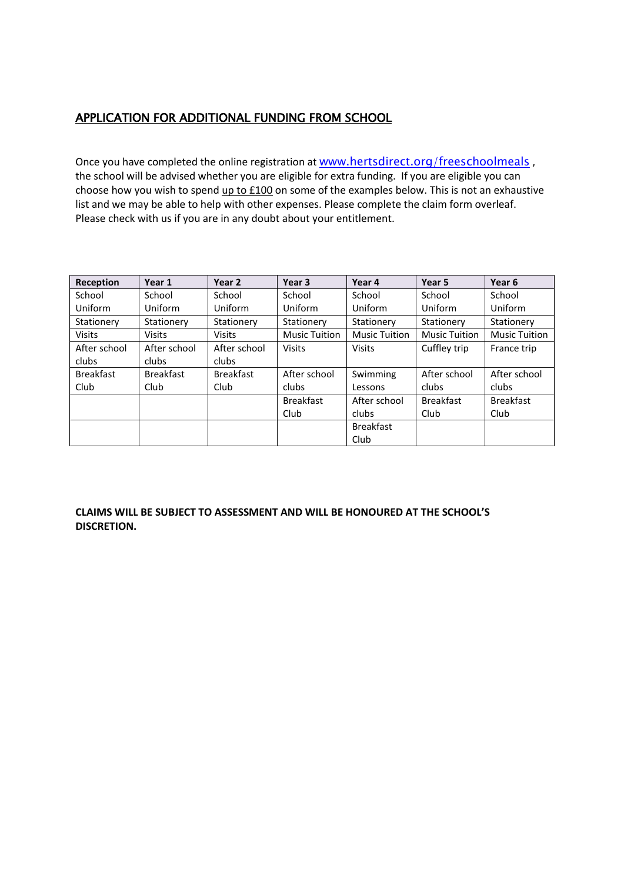## APPLICATION FOR ADDITIONAL FUNDING FROM SCHOOL

Once you have completed the online registration at [www.hertsdirect.org/freeschoolmeals](www.hertsdirect.org/freeschoolmeals) , the school will be advised whether you are eligible for extra funding. If you are eligible you can choose how you wish to spend up to £100 on some of the examples below. This is not an exhaustive list and we may be able to help with other expenses. Please complete the claim form overleaf. Please check with us if you are in any doubt about your entitlement.

| Reception | Year 1 | Year 2 | Year 3 | Year 4 | Year 5 | Year 6 |
|---|---|---|---|---|---|---|
| School Uniform | School Uniform | School Uniform | School Uniform | School Uniform | School Uniform | School Uniform |
| Stationery | Stationery | Stationery | Stationery | Stationery | Stationery | Stationery |
| Visits | Visits | Visits | Music Tuition | Music Tuition | Music Tuition | Music Tuition |
| After school clubs | After school clubs | After school clubs | Visits | Visits | Cuffley trip | France trip |
| Breakfast Club | Breakfast Club | Breakfast Club | After school clubs | Swimming Lessons | After school clubs | After school clubs |
| | | | Breakfast Club | After school clubs | Breakfast Club | Breakfast Club |
| | | | | Breakfast Club | | |

**CLAIMS WILL BE SUBJECT TO ASSESSMENT AND WILL BE HONOURED AT THE SCHOOL'S DISCRETION.**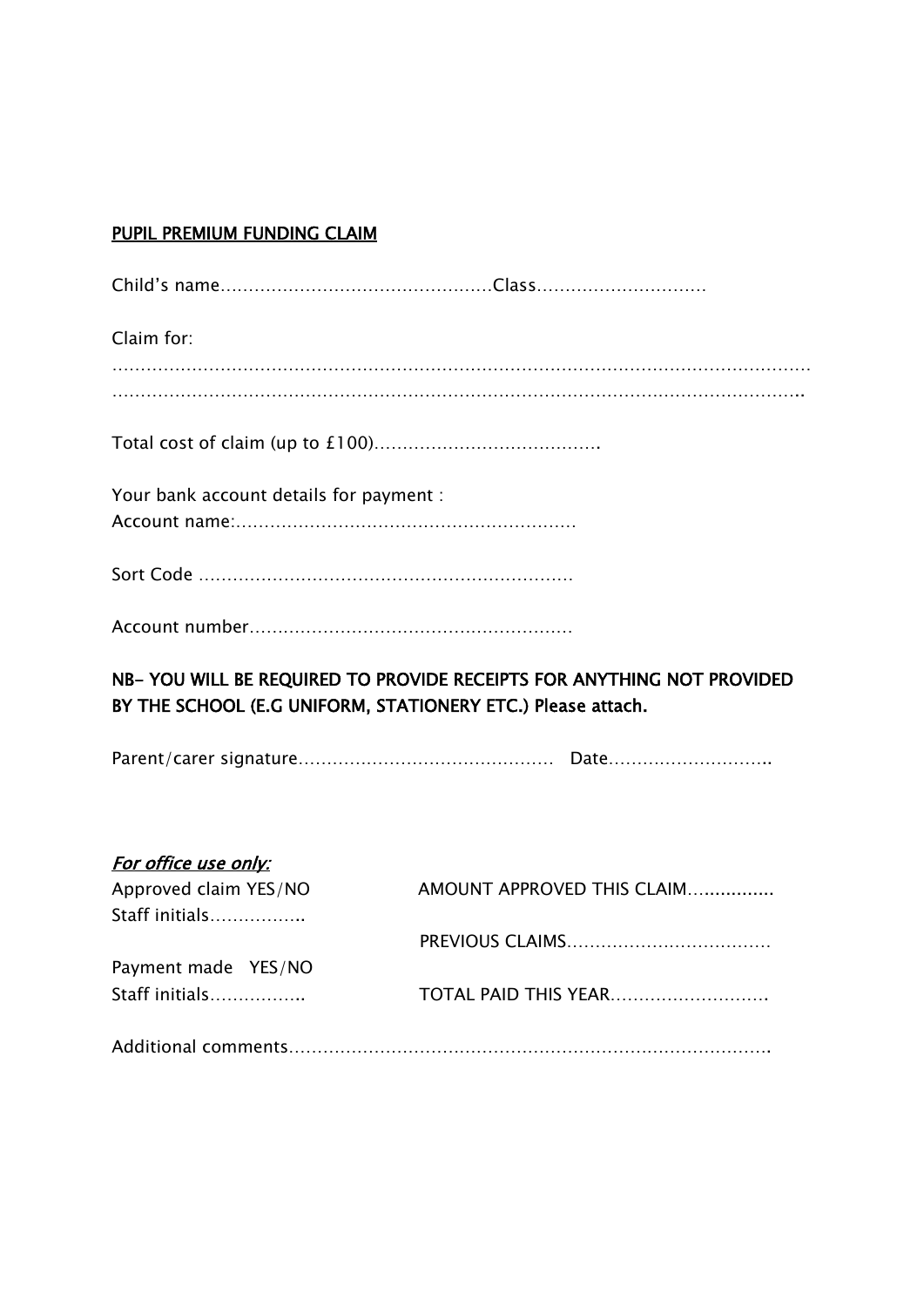**PUPIL PREMIUM FUNDING CLAIM**

Child's name……………………………………….Class………………………..

Claim for:

…………………………………………………………………………………………………………

…………………………………………………………………………………………………………..

Total cost of claim (up to £100)…………………………………..

Your bank account details for payment :

Account name:…………………………………………………..

Sort Code ………………………………………………………..

Account number……………………………………………….

**NB- YOU WILL BE REQUIRED TO PROVIDE RECEIPTS FOR ANYTHING NOT PROVIDED BY THE SCHOOL (E.G UNIFORM, STATIONERY ETC.) Please attach.**

Parent/carer signature……………………………………… Date………………………..

***For office use only:***

Approved claim YES/NO

Staff initials……………..

AMOUNT APPROVED THIS CLAIM…………..

PREVIOUS CLAIMS……………………………

Payment made YES/NO

Staff initials……………..

TOTAL PAID THIS YEAR……………………….

Additional comments…………………………………………………………………….